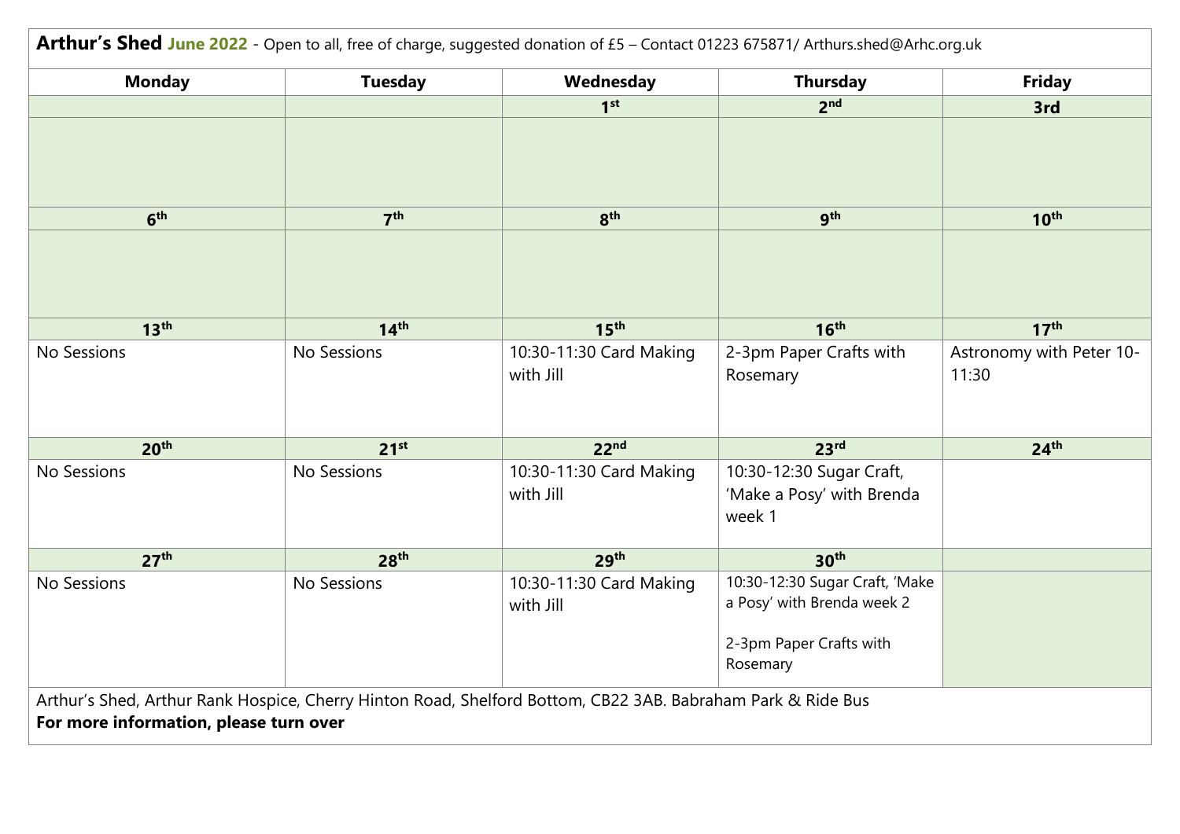**Arthur's Shed** **June 2022** - Open to all, free of charge, suggested donation of £5 – Contact 01223 675871/ Arthurs.shed@Arhc.org.uk

| Monday | Tuesday | Wednesday | Thursday | Friday |
|---|---|---|---|---|
| | | **1st** | **2nd** | **3rd** |
| | | | | |
| **6th** | **7th** | **8th** | **9th** | **10th** |
| | | | | |
| **13th** | **14th** | **15th** | **16th** | **17th** |
| No Sessions | No Sessions | 10:30-11:30 Card Making with Jill | 2-3pm Paper Crafts with Rosemary | Astronomy with Peter 10-11:30 |
| **20th** | **21st** | **22nd** | **23rd** | **24th** |
| No Sessions | No Sessions | 10:30-11:30 Card Making with Jill | 10:30-12:30 Sugar Craft, 'Make a Posy' with Brenda week 1 | |
| **27th** | **28th** | **29th** | **30th** | |
| No Sessions | No Sessions | 10:30-11:30 Card Making with Jill | 10:30-12:30 Sugar Craft, 'Make a Posy' with Brenda week 2<br><br>2-3pm Paper Crafts with Rosemary | |

Arthur's Shed, Arthur Rank Hospice, Cherry Hinton Road, Shelford Bottom, CB22 3AB. Babraham Park & Ride Bus

**For more information, please turn over**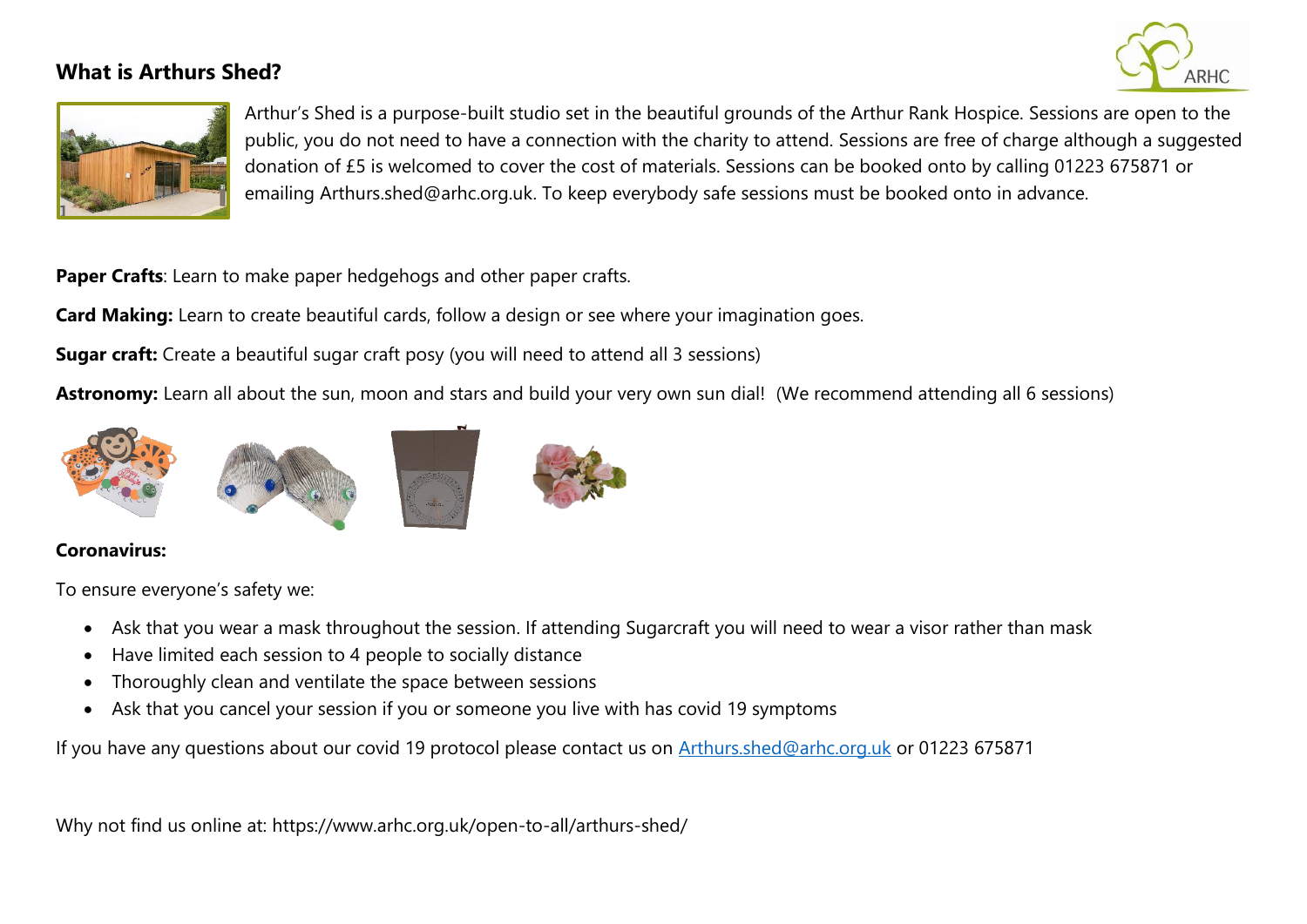## What is Arthurs Shed?

Arthur's Shed is a purpose-built studio set in the beautiful grounds of the Arthur Rank Hospice. Sessions are open to the public, you do not need to have a connection with the charity to attend. Sessions are free of charge although a suggested donation of £5 is welcomed to cover the cost of materials. Sessions can be booked onto by calling 01223 675871 or emailing Arthurs.shed@arhc.org.uk. To keep everybody safe sessions must be booked onto in advance.

**Paper Crafts**: Learn to make paper hedgehogs and other paper crafts.

**Card Making:** Learn to create beautiful cards, follow a design or see where your imagination goes.

**Sugar craft:** Create a beautiful sugar craft posy (you will need to attend all 3 sessions)

**Astronomy:** Learn all about the sun, moon and stars and build your very own sun dial! (We recommend attending all 6 sessions)

**Coronavirus:**

To ensure everyone's safety we:

- Ask that you wear a mask throughout the session. If attending Sugarcraft you will need to wear a visor rather than mask
- Have limited each session to 4 people to socially distance
- Thoroughly clean and ventilate the space between sessions
- Ask that you cancel your session if you or someone you live with has covid 19 symptoms

If you have any questions about our covid 19 protocol please contact us on Arthurs.shed@arhc.org.uk or 01223 675871

Why not find us online at: https://www.arhc.org.uk/open-to-all/arthurs-shed/